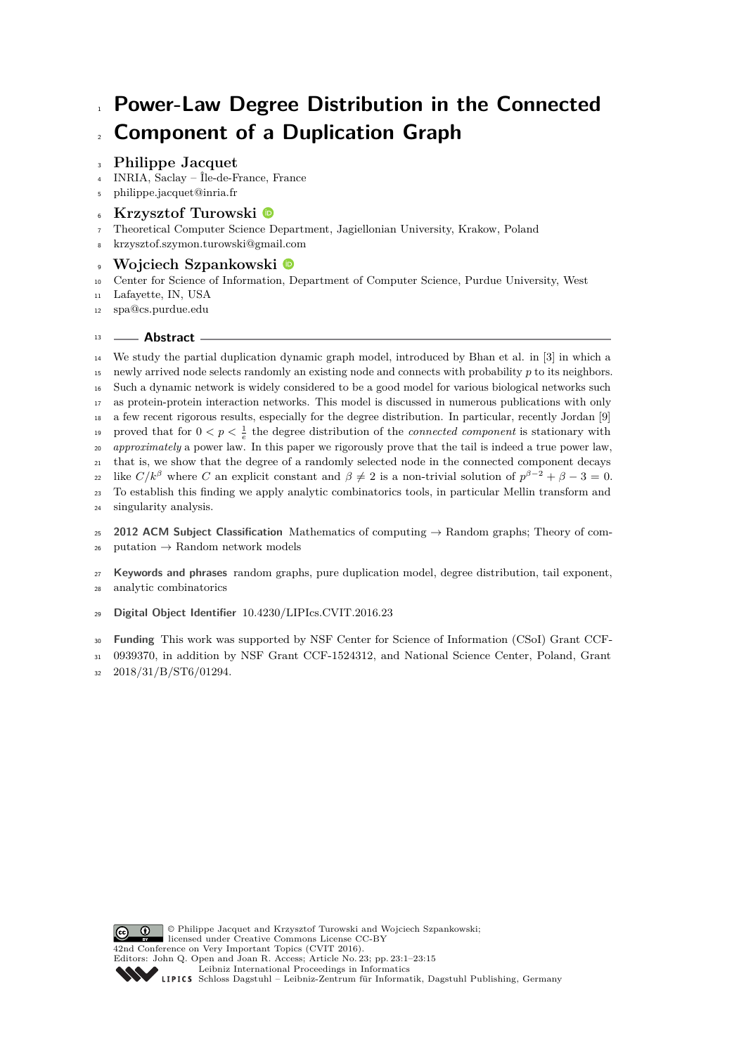# Power-Law Degree Distribution in the Connected Component of a Duplication Graph

**Philippe Jacquet**

INRIA, Saclay – Île-de-France, France
philippe.jacquet@inria.fr

**Krzysztof Turowski**

Theoretical Computer Science Department, Jagiellonian University, Krakow, Poland
krzysztof.szymon.turowski@gmail.com

**Wojciech Szpankowski**

Center for Science of Information, Department of Computer Science, Purdue University, West Lafayette, IN, USA
spa@cs.purdue.edu

## Abstract

We study the partial duplication dynamic graph model, introduced by Bhan et al. in [3] in which a newly arrived node selects randomly an existing node and connects with probability $p$ to its neighbors. Such a dynamic network is widely considered to be a good model for various biological networks such as protein-protein interaction networks. This model is discussed in numerous publications with only a few recent rigorous results, especially for the degree distribution. In particular, recently Jordan [9] proved that for $0 < p < \frac{1}{e}$ the degree distribution of the *connected component* is stationary with *approximately* a power law. In this paper we rigorously prove that the tail is indeed a true power law, that is, we show that the degree of a randomly selected node in the connected component decays like $C/k^{\beta}$ where $C$ an explicit constant and $\beta \neq 2$ is a non-trivial solution of $p^{\beta-2} + \beta - 3 = 0$. To establish this finding we apply analytic combinatorics tools, in particular Mellin transform and singularity analysis.

**2012 ACM Subject Classification** Mathematics of computing → Random graphs; Theory of computation → Random network models

**Keywords and phrases** random graphs, pure duplication model, degree distribution, tail exponent, analytic combinatorics

**Digital Object Identifier** 10.4230/LIPIcs.CVIT.2016.23

**Funding** This work was supported by NSF Center for Science of Information (CSoI) Grant CCF-0939370, in addition by NSF Grant CCF-1524312, and National Science Center, Poland, Grant 2018/31/B/ST6/01294.

© Philippe Jacquet and Krzysztof Turowski and Wojciech Szpankowski; licensed under Creative Commons License CC-BY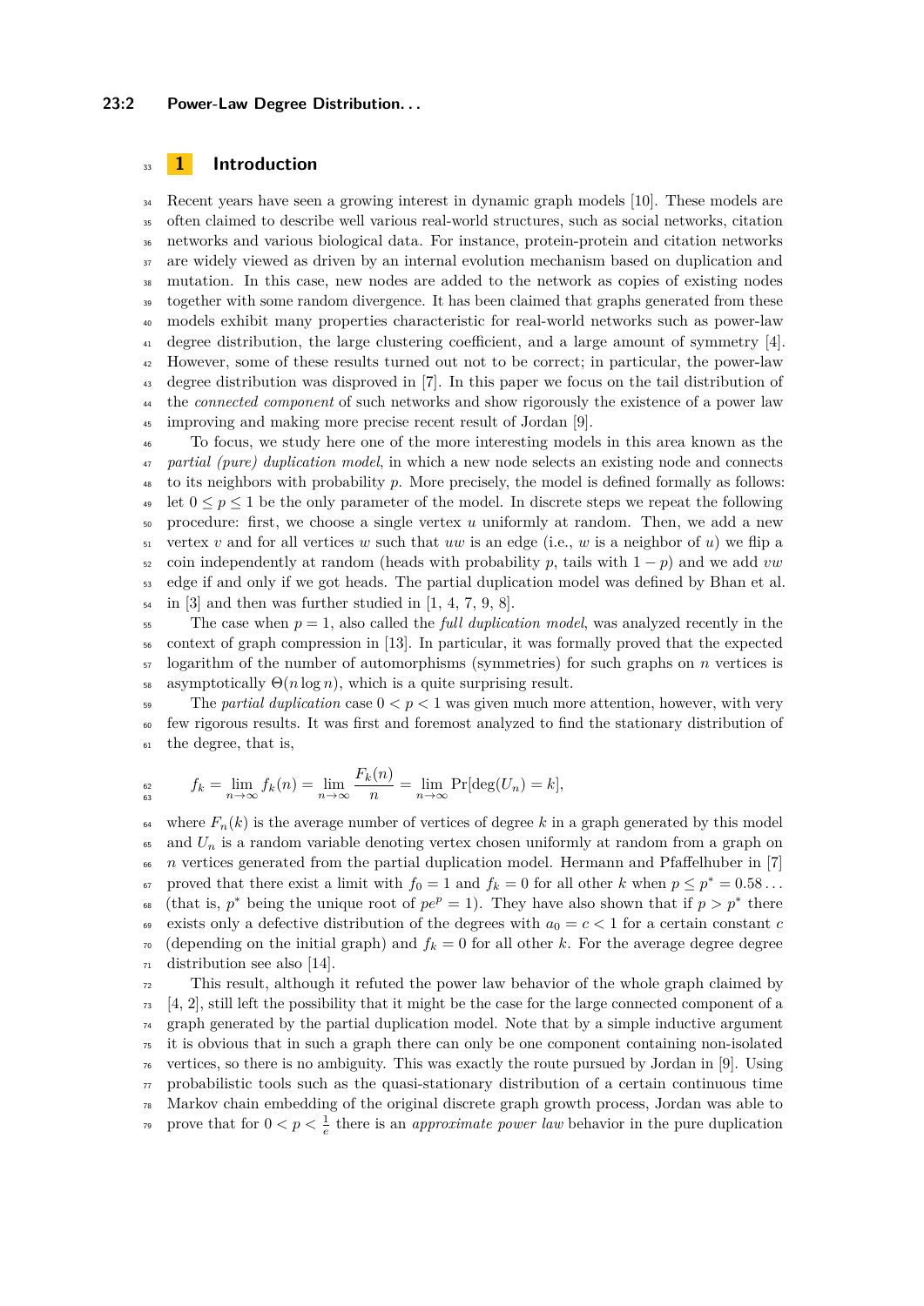## 1 Introduction

Recent years have seen a growing interest in dynamic graph models [10]. These models are often claimed to describe well various real-world structures, such as social networks, citation networks and various biological data. For instance, protein-protein and citation networks are widely viewed as driven by an internal evolution mechanism based on duplication and mutation. In this case, new nodes are added to the network as copies of existing nodes together with some random divergence. It has been claimed that graphs generated from these models exhibit many properties characteristic for real-world networks such as power-law degree distribution, the large clustering coefficient, and a large amount of symmetry [4]. However, some of these results turned out not to be correct; in particular, the power-law degree distribution was disproved in [7]. In this paper we focus on the tail distribution of the *connected component* of such networks and show rigorously the existence of a power law improving and making more precise recent result of Jordan [9].

To focus, we study here one of the more interesting models in this area known as the *partial (pure) duplication model*, in which a new node selects an existing node and connects to its neighbors with probability $p$. More precisely, the model is defined formally as follows: let $0 \le p \le 1$ be the only parameter of the model. In discrete steps we repeat the following procedure: first, we choose a single vertex $u$ uniformly at random. Then, we add a new vertex $v$ and for all vertices $w$ such that $uw$ is an edge (i.e., $w$ is a neighbor of $u$) we flip a coin independently at random (heads with probability $p$, tails with $1-p$) and we add $vw$ edge if and only if we got heads. The partial duplication model was defined by Bhan et al. in [3] and then was further studied in [1, 4, 7, 9, 8].

The case when $p = 1$, also called the *full duplication model*, was analyzed recently in the context of graph compression in [13]. In particular, it was formally proved that the expected logarithm of the number of automorphisms (symmetries) for such graphs on $n$ vertices is asymptotically $\Theta(n \log n)$, which is a quite surprising result.

The *partial duplication* case $0 < p < 1$ was given much more attention, however, with very few rigorous results. It was first and foremost analyzed to find the stationary distribution of the degree, that is,

$$f_k = \lim_{n\to\infty} f_k(n) = \lim_{n\to\infty} \frac{F_k(n)}{n} = \lim_{n\to\infty} \Pr[\deg(U_n) = k],$$

where $F_n(k)$ is the average number of vertices of degree $k$ in a graph generated by this model and $U_n$ is a random variable denoting vertex chosen uniformly at random from a graph on $n$ vertices generated from the partial duplication model. Hermann and Pfaffelhuber in [7] proved that there exist a limit with $f_0 = 1$ and $f_k = 0$ for all other $k$ when $p \le p^* = 0.58\ldots$ (that is, $p^*$ being the unique root of $pe^p = 1$). They have also shown that if $p > p^*$ there exists only a defective distribution of the degrees with $a_0 = c < 1$ for a certain constant $c$ (depending on the initial graph) and $f_k = 0$ for all other $k$. For the average degree degree distribution see also [14].

This result, although it refuted the power law behavior of the whole graph claimed by [4, 2], still left the possibility that it might be the case for the large connected component of a graph generated by the partial duplication model. Note that by a simple inductive argument it is obvious that in such a graph there can only be one component containing non-isolated vertices, so there is no ambiguity. This was exactly the route pursued by Jordan in [9]. Using probabilistic tools such as the quasi-stationary distribution of a certain continuous time Markov chain embedding of the original discrete graph growth process, Jordan was able to prove that for $0 < p < \frac{1}{e}$ there is an *approximate power law* behavior in the pure duplication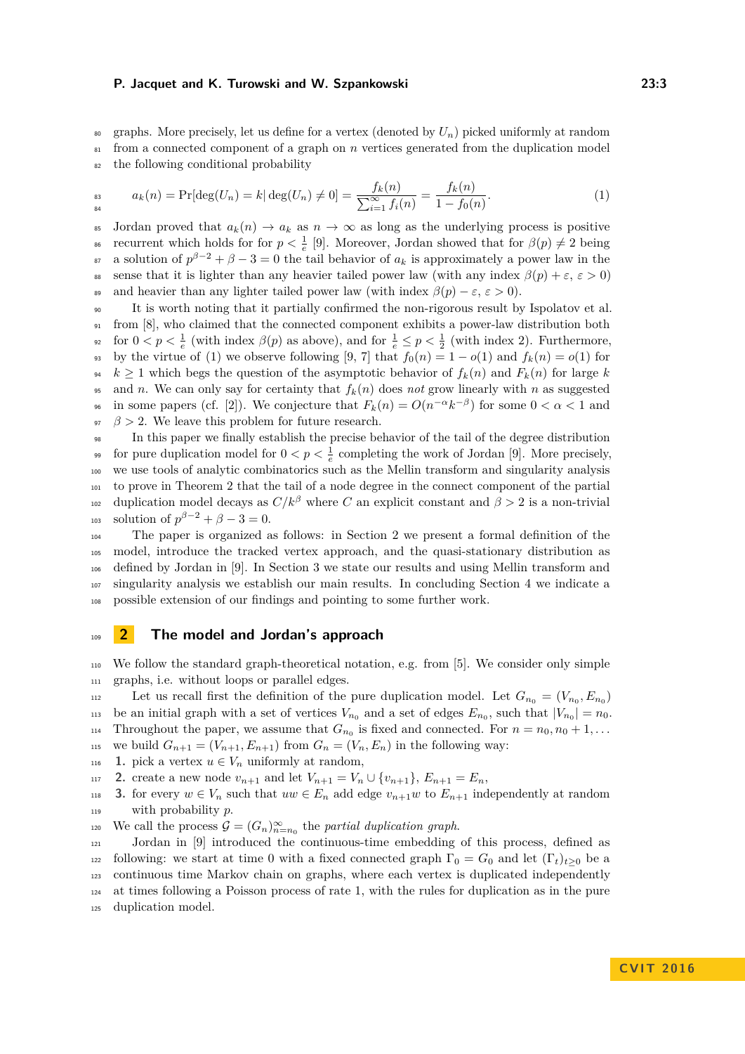graphs. More precisely, let us define for a vertex (denoted by $U_n$) picked uniformly at random from a connected component of a graph on $n$ vertices generated from the duplication model the following conditional probability

$$a_k(n) = \Pr[\deg(U_n) = k | \deg(U_n) \neq 0] = \frac{f_k(n)}{\sum_{i=1}^{\infty} f_i(n)} = \frac{f_k(n)}{1 - f_0(n)}. \tag{1}$$

Jordan proved that $a_k(n) \to a_k$ as $n \to \infty$ as long as the underlying process is positive recurrent which holds for for $p < \frac{1}{e}$ [9]. Moreover, Jordan showed that for $\beta(p) \neq 2$ being a solution of $p^{\beta-2} + \beta - 3 = 0$ the tail behavior of $a_k$ is approximately a power law in the sense that it is lighter than any heavier tailed power law (with any index $\beta(p) + \varepsilon$, $\varepsilon > 0$) and heavier than any lighter tailed power law (with index $\beta(p) - \varepsilon$, $\varepsilon > 0$).

It is worth noting that it partially confirmed the non-rigorous result by Ispolatov et al. from [8], who claimed that the connected component exhibits a power-law distribution both for $0 < p < \frac{1}{e}$ (with index $\beta(p)$ as above), and for $\frac{1}{e} \leq p < \frac{1}{2}$ (with index 2). Furthermore, by the virtue of (1) we observe following [9, 7] that $f_0(n) = 1 - o(1)$ and $f_k(n) = o(1)$ for $k \geq 1$ which begs the question of the asymptotic behavior of $f_k(n)$ and $F_k(n)$ for large $k$ and $n$. We can only say for certainty that $f_k(n)$ does *not* grow linearly with $n$ as suggested in some papers (cf. [2]). We conjecture that $F_k(n) = O(n^{-\alpha} k^{-\beta})$ for some $0 < \alpha < 1$ and $\beta > 2$. We leave this problem for future research.

In this paper we finally establish the precise behavior of the tail of the degree distribution for pure duplication model for $0 < p < \frac{1}{e}$ completing the work of Jordan [9]. More precisely, we use tools of analytic combinatorics such as the Mellin transform and singularity analysis to prove in Theorem 2 that the tail of a node degree in the connect component of the partial duplication model decays as $C/k^{\beta}$ where $C$ an explicit constant and $\beta > 2$ is a non-trivial solution of $p^{\beta-2} + \beta - 3 = 0$.

The paper is organized as follows: in Section 2 we present a formal definition of the model, introduce the tracked vertex approach, and the quasi-stationary distribution as defined by Jordan in [9]. In Section 3 we state our results and using Mellin transform and singularity analysis we establish our main results. In concluding Section 4 we indicate a possible extension of our findings and pointing to some further work.

## 2 The model and Jordan's approach

We follow the standard graph-theoretical notation, e.g. from [5]. We consider only simple graphs, i.e. without loops or parallel edges.

Let us recall first the definition of the pure duplication model. Let $G_{n_0} = (V_{n_0}, E_{n_0})$ be an initial graph with a set of vertices $V_{n_0}$ and a set of edges $E_{n_0}$, such that $|V_{n_0}| = n_0$. Throughout the paper, we assume that $G_{n_0}$ is fixed and connected. For $n = n_0, n_0 + 1, \ldots$ we build $G_{n+1} = (V_{n+1}, E_{n+1})$ from $G_n = (V_n, E_n)$ in the following way:

1. pick a vertex $u \in V_n$ uniformly at random,
2. create a new node $v_{n+1}$ and let $V_{n+1} = V_n \cup \{v_{n+1}\}$, $E_{n+1} = E_n$,
3. for every $w \in V_n$ such that $uw \in E_n$ add edge $v_{n+1}w$ to $E_{n+1}$ independently at random with probability $p$.

We call the process $\mathcal{G} = (G_n)_{n=n_0}^{\infty}$ the *partial duplication graph*.

Jordan in [9] introduced the continuous-time embedding of this process, defined as following: we start at time 0 with a fixed connected graph $\Gamma_0 = G_0$ and let $(\Gamma_t)_{t\geq 0}$ be a continuous time Markov chain on graphs, where each vertex is duplicated independently at times following a Poisson process of rate 1, with the rules for duplication as in the pure duplication model.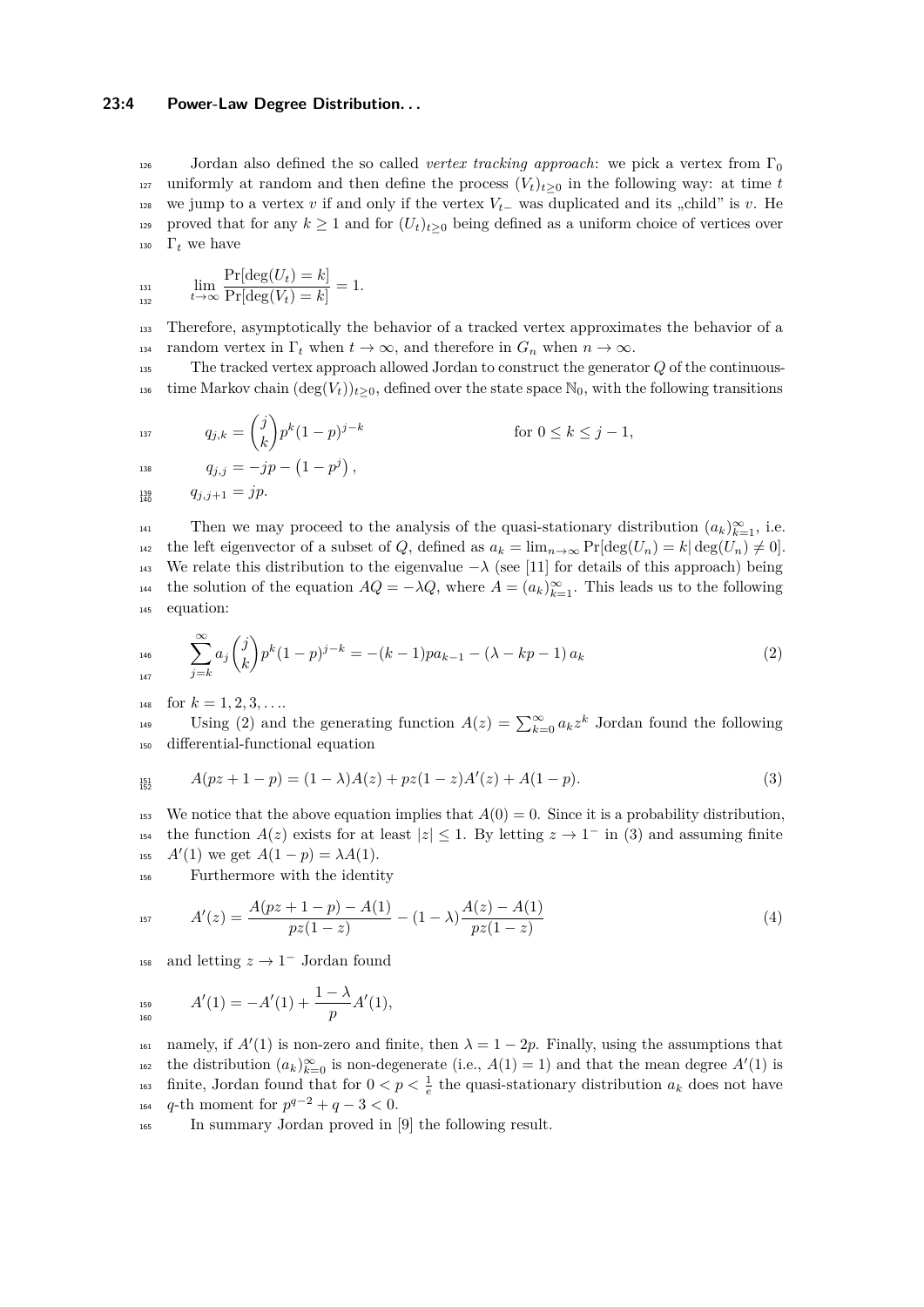Jordan also defined the so called *vertex tracking approach*: we pick a vertex from $\Gamma_0$ uniformly at random and then define the process $(V_t)_{t\geq 0}$ in the following way: at time $t$ we jump to a vertex $v$ if and only if the vertex $V_{t-}$ was duplicated and its „child" is $v$. He proved that for any $k \geq 1$ and for $(U_t)_{t\geq 0}$ being defined as a uniform choice of vertices over $\Gamma_t$ we have

$$\lim_{t\to\infty} \frac{\Pr[\deg(U_t) = k]}{\Pr[\deg(V_t) = k]} = 1.$$

Therefore, asymptotically the behavior of a tracked vertex approximates the behavior of a random vertex in $\Gamma_t$ when $t \to \infty$, and therefore in $G_n$ when $n \to \infty$.

The tracked vertex approach allowed Jordan to construct the generator $Q$ of the continuous-time Markov chain $(\deg(V_t))_{t\geq 0}$, defined over the state space $\mathbb{N}_0$, with the following transitions

$$q_{j,k} = \binom{j}{k} p^k (1-p)^{j-k} \qquad \text{for } 0 \leq k \leq j-1,$$

$$q_{j,j} = -jp - \left(1 - p^j\right),$$

$$q_{j,j+1} = jp.$$

Then we may proceed to the analysis of the quasi-stationary distribution $(a_k)_{k=1}^{\infty}$, i.e. the left eigenvector of a subset of $Q$, defined as $a_k = \lim_{n\to\infty} \Pr[\deg(U_n) = k | \deg(U_n) \neq 0]$. We relate this distribution to the eigenvalue $-\lambda$ (see [11] for details of this approach) being the solution of the equation $AQ = -\lambda Q$, where $A = (a_k)_{k=1}^{\infty}$. This leads us to the following equation:

$$\sum_{j=k}^{\infty} a_j \binom{j}{k} p^k (1-p)^{j-k} = -(k-1)pa_{k-1} - (\lambda - kp - 1)\, a_k \tag{2}$$

for $k = 1, 2, 3, \ldots$.

Using (2) and the generating function $A(z) = \sum_{k=0}^{\infty} a_k z^k$ Jordan found the following differential-functional equation

$$A(pz + 1 - p) = (1 - \lambda)A(z) + pz(1-z)A'(z) + A(1-p). \tag{3}$$

We notice that the above equation implies that $A(0) = 0$. Since it is a probability distribution, the function $A(z)$ exists for at least $|z| \leq 1$. By letting $z \to 1^-$ in (3) and assuming finite $A'(1)$ we get $A(1-p) = \lambda A(1)$.

Furthermore with the identity

$$A'(z) = \frac{A(pz + 1 - p) - A(1)}{pz(1-z)} - (1-\lambda)\frac{A(z) - A(1)}{pz(1-z)} \tag{4}$$

and letting $z \to 1^-$ Jordan found

$$A'(1) = -A'(1) + \frac{1-\lambda}{p} A'(1),$$

namely, if $A'(1)$ is non-zero and finite, then $\lambda = 1 - 2p$. Finally, using the assumptions that the distribution $(a_k)_{k=0}^{\infty}$ is non-degenerate (i.e., $A(1) = 1$) and that the mean degree $A'(1)$ is finite, Jordan found that for $0 < p < \frac{1}{e}$ the quasi-stationary distribution $a_k$ does not have $q$-th moment for $p^{q-2} + q - 3 < 0$.

In summary Jordan proved in [9] the following result.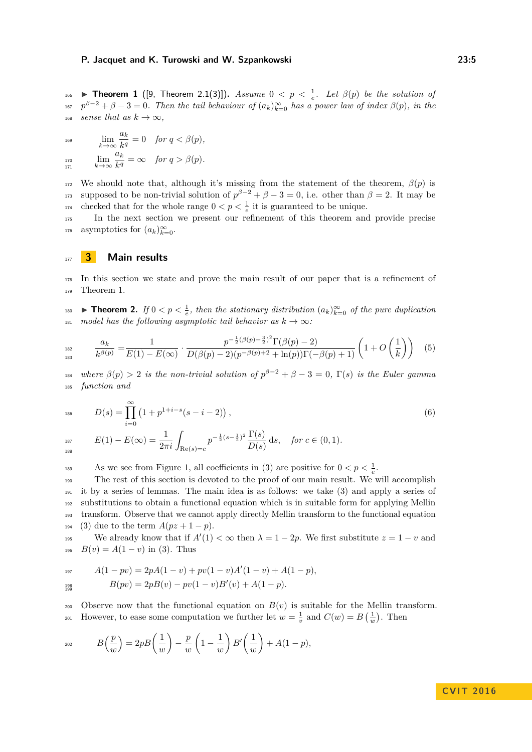▶ **Theorem 1** ([9, Theorem 2.1(3)]). *Assume $0 < p < \frac{1}{e}$. Let $\beta(p)$ be the solution of $p^{\beta-2} + \beta - 3 = 0$. Then the tail behaviour of $(a_k)_{k=0}^{\infty}$ has a power law of index $\beta(p)$, in the sense that as $k \to \infty$,*

$$\lim_{k\to\infty} \frac{a_k}{k^q} = 0 \quad \text{for } q < \beta(p),$$

$$\lim_{k\to\infty} \frac{a_k}{k^q} = \infty \quad \text{for } q > \beta(p).$$

We should note that, although it's missing from the statement of the theorem, $\beta(p)$ is supposed to be non-trivial solution of $p^{\beta-2} + \beta - 3 = 0$, i.e. other than $\beta = 2$. It may be checked that for the whole range $0 < p < \frac{1}{e}$ it is guaranteed to be unique.

In the next section we present our refinement of this theorem and provide precise asymptotics for $(a_k)_{k=0}^{\infty}$.

## 3 Main results

In this section we state and prove the main result of our paper that is a refinement of Theorem 1.

▶ **Theorem 2.** *If $0 < p < \frac{1}{e}$, then the stationary distribution $(a_k)_{k=0}^{\infty}$ of the pure duplication model has the following asymptotic tail behavior as $k \to \infty$:*

$$\frac{a_k}{k^{\beta(p)}} = \frac{1}{E(1) - E(\infty)} \cdot \frac{p^{-\frac{1}{2}(\beta(p)-\frac{3}{2})^2}\Gamma(\beta(p)-2)}{D(\beta(p)-2)(p^{-\beta(p)+2} + \ln(p))\Gamma(-\beta(p)+1)} \left(1 + O\left(\frac{1}{k}\right)\right) \tag{5}$$

*where $\beta(p) > 2$ is the non-trivial solution of $p^{\beta-2} + \beta - 3 = 0$, $\Gamma(s)$ is the Euler gamma function and*

$$D(s) = \prod_{i=0}^{\infty} \left(1 + p^{1+i-s}(s-i-2)\right), \tag{6}$$

$$E(1) - E(\infty) = \frac{1}{2\pi i} \int_{\mathrm{Re}(s)=c} p^{-\frac{1}{2}(s-\frac{1}{2})^2} \frac{\Gamma(s)}{D(s)} \,\mathrm{d}s, \quad \text{for } c \in (0,1).$$

As we see from Figure 1, all coefficients in (3) are positive for $0 < p < \frac{1}{e}$.

The rest of this section is devoted to the proof of our main result. We will accomplish it by a series of lemmas. The main idea is as follows: we take (3) and apply a series of substitutions to obtain a functional equation which is in suitable form for applying Mellin transform. Observe that we cannot apply directly Mellin transform to the functional equation (3) due to the term $A(pz + 1 - p)$.

We already know that if $A'(1) < \infty$ then $\lambda = 1 - 2p$. We first substitute $z = 1 - v$ and $B(v) = A(1 - v)$ in (3). Thus

$$A(1 - pv) = 2pA(1 - v) + pv(1 - v)A'(1 - v) + A(1 - p),$$

$$B(pv) = 2pB(v) - pv(1 - v)B'(v) + A(1 - p).$$

Observe now that the functional equation on $B(v)$ is suitable for the Mellin transform. However, to ease some computation we further let $w = \frac{1}{v}$ and $C(w) = B\left(\frac{1}{w}\right)$. Then

$$B\left(\frac{p}{w}\right) = 2pB\left(\frac{1}{w}\right) - \frac{p}{w}\left(1 - \frac{1}{w}\right)B'\left(\frac{1}{w}\right) + A(1 - p),$$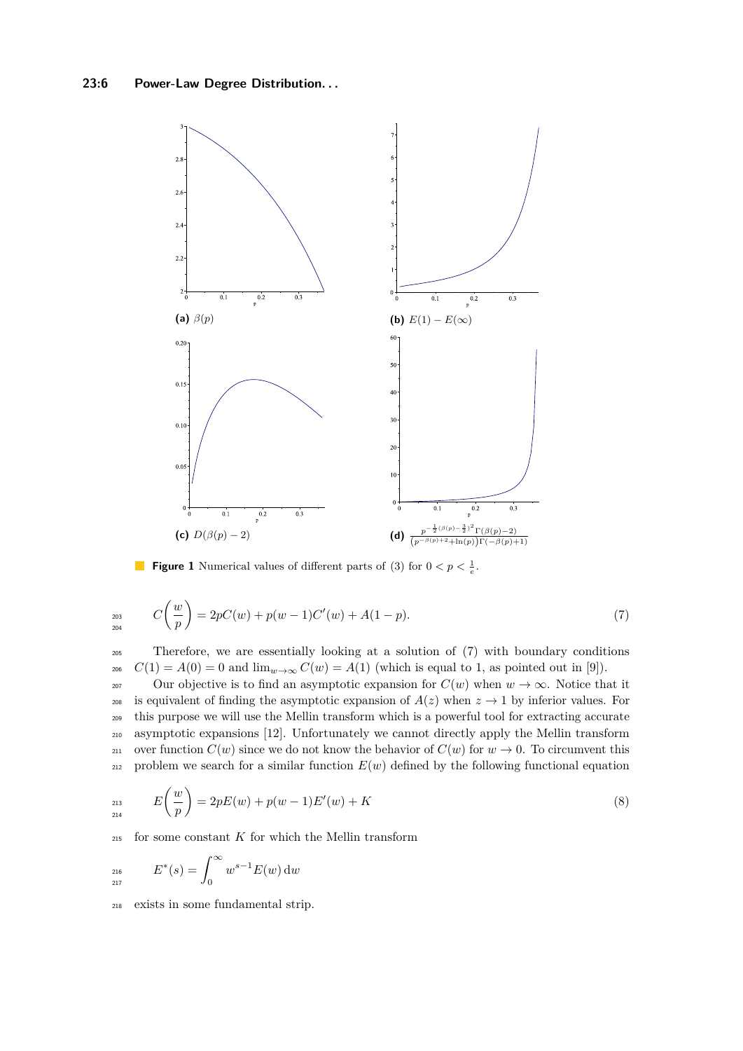(a) $\beta(p)$

(b) $E(1) - E(\infty)$

(c) $D(\beta(p) - 2)$

(d) $\frac{p^{-\frac{1}{2}(\beta(p)-\frac{3}{2})^2}\Gamma(\beta(p)-2)}{(p^{-\beta(p)+2}+\ln(p))\Gamma(-\beta(p)+1)}$

**Figure 1** Numerical values of different parts of (3) for $0 < p < \frac{1}{e}$.

$$C\left(\frac{w}{p}\right) = 2pC(w) + p(w-1)C'(w) + A(1-p). \tag{7}$$

Therefore, we are essentially looking at a solution of (7) with boundary conditions $C(1) = A(0) = 0$ and $\lim_{w\to\infty} C(w) = A(1)$ (which is equal to 1, as pointed out in [9]).

Our objective is to find an asymptotic expansion for $C(w)$ when $w \to \infty$. Notice that it is equivalent of finding the asymptotic expansion of $A(z)$ when $z \to 1$ by inferior values. For this purpose we will use the Mellin transform which is a powerful tool for extracting accurate asymptotic expansions [12]. Unfortunately we cannot directly apply the Mellin transform over function $C(w)$ since we do not know the behavior of $C(w)$ for $w \to 0$. To circumvent this problem we search for a similar function $E(w)$ defined by the following functional equation

$$E\left(\frac{w}{p}\right) = 2pE(w) + p(w-1)E'(w) + K \tag{8}$$

for some constant $K$ for which the Mellin transform

$$E^*(s) = \int_0^\infty w^{s-1}E(w)\,\mathrm{d}w$$

exists in some fundamental strip.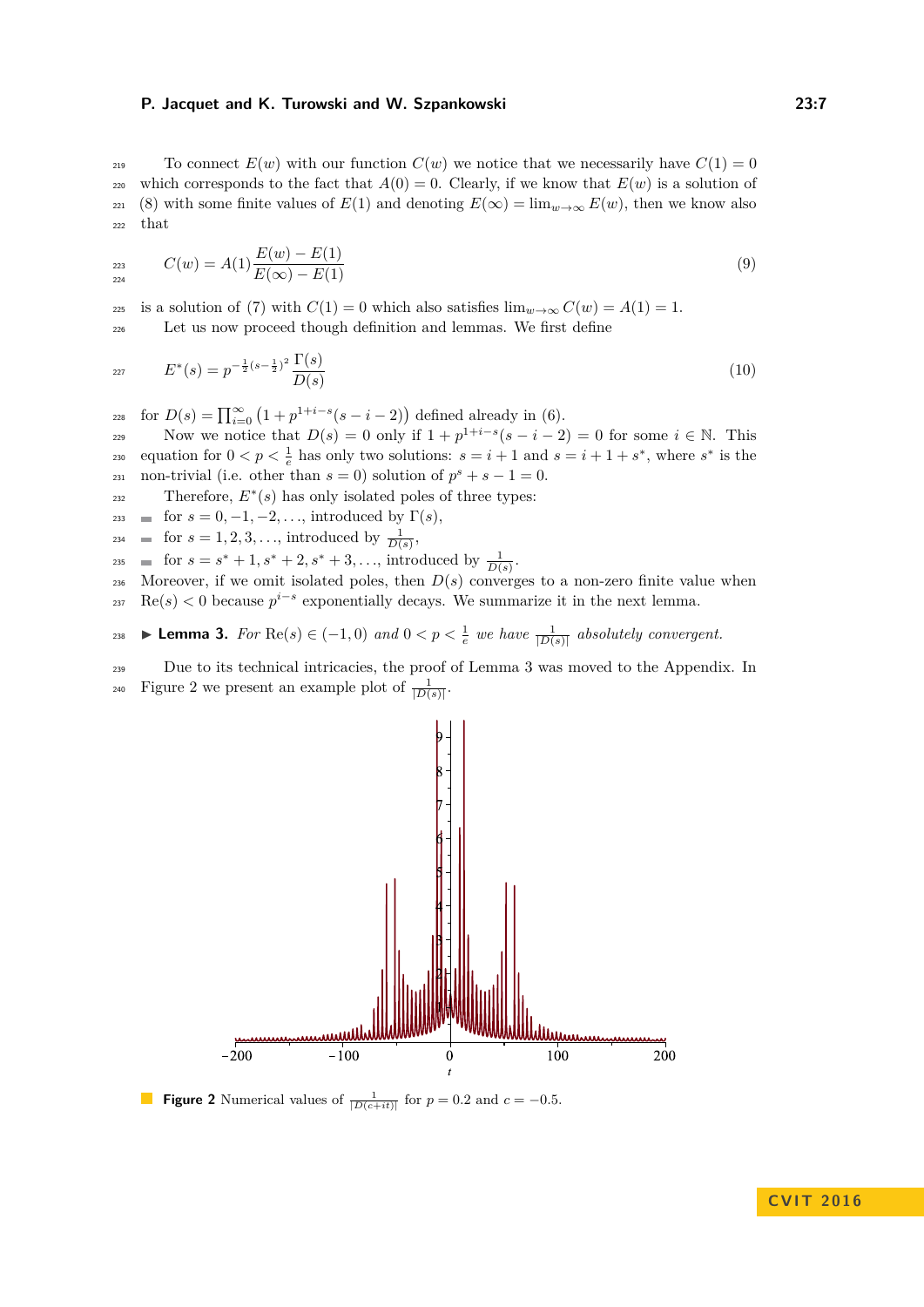To connect $E(w)$ with our function $C(w)$ we notice that we necessarily have $C(1) = 0$ which corresponds to the fact that $A(0) = 0$. Clearly, if we know that $E(w)$ is a solution of (8) with some finite values of $E(1)$ and denoting $E(\infty) = \lim_{w\to\infty} E(w)$, then we know also that

$$C(w) = A(1)\frac{E(w) - E(1)}{E(\infty) - E(1)} \tag{9}$$

is a solution of (7) with $C(1) = 0$ which also satisfies $\lim_{w\to\infty} C(w) = A(1) = 1$.

Let us now proceed though definition and lemmas. We first define

$$E^*(s) = p^{-\frac{1}{2}(s-\frac{1}{2})^2}\frac{\Gamma(s)}{D(s)} \tag{10}$$

for $D(s) = \prod_{i=0}^{\infty}\left(1 + p^{1+i-s}(s-i-2)\right)$ defined already in (6).

Now we notice that $D(s) = 0$ only if $1 + p^{1+i-s}(s-i-2) = 0$ for some $i \in \mathbb{N}$. This equation for $0 < p < \frac{1}{e}$ has only two solutions: $s = i+1$ and $s = i+1+s^*$, where $s^*$ is the non-trivial (i.e. other than $s = 0$) solution of $p^s + s - 1 = 0$.

Therefore, $E^*(s)$ has only isolated poles of three types:

- for $s = 0, -1, -2, \ldots$, introduced by $\Gamma(s)$,
- for $s = 1, 2, 3, \ldots$, introduced by $\frac{1}{D(s)}$,
- for $s = s^* + 1, s^* + 2, s^* + 3, \ldots$, introduced by $\frac{1}{D(s)}$.

Moreover, if we omit isolated poles, then $D(s)$ converges to a non-zero finite value when $\mathrm{Re}(s) < 0$ because $p^{i-s}$ exponentially decays. We summarize it in the next lemma.

▶ **Lemma 3.** *For $\mathrm{Re}(s) \in (-1, 0)$ and $0 < p < \frac{1}{e}$ we have $\frac{1}{|D(s)|}$ absolutely convergent.*

Due to its technical intricacies, the proof of Lemma 3 was moved to the Appendix. In Figure 2 we present an example plot of $\frac{1}{|D(s)|}$.

**Figure 2** Numerical values of $\frac{1}{|D(c+it)|}$ for $p = 0.2$ and $c = -0.5$.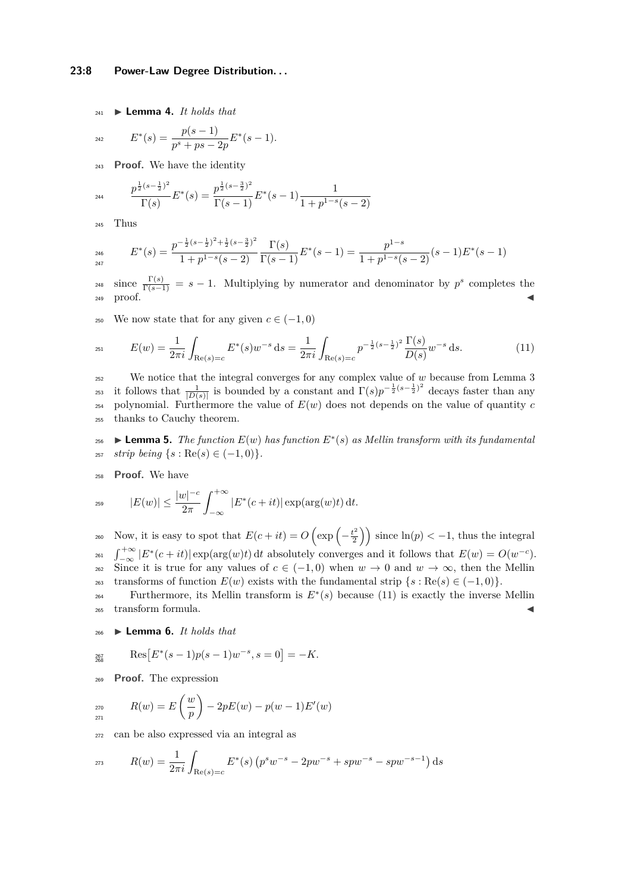▶ **Lemma 4.** *It holds that*

$$E^*(s) = \frac{p(s-1)}{p^s + ps - 2p} E^*(s-1).$$

**Proof.** We have the identity

$$\frac{p^{\frac{1}{2}(s-\frac{1}{2})^2}}{\Gamma(s)} E^*(s) = \frac{p^{\frac{1}{2}(s-\frac{3}{2})^2}}{\Gamma(s-1)} E^*(s-1) \frac{1}{1 + p^{1-s}(s-2)}$$

Thus

$$E^*(s) = \frac{p^{-\frac{1}{2}(s-\frac{1}{2})^2 + \frac{1}{2}(s-\frac{3}{2})^2}}{1 + p^{1-s}(s-2)} \frac{\Gamma(s)}{\Gamma(s-1)} E^*(s-1) = \frac{p^{1-s}}{1 + p^{1-s}(s-2)} (s-1) E^*(s-1)$$

since $\frac{\Gamma(s)}{\Gamma(s-1)} = s - 1$. Multiplying by numerator and denominator by $p^s$ completes the proof. ◀

We now state that for any given $c \in (-1, 0)$

$$E(w) = \frac{1}{2\pi i} \int_{\mathrm{Re}(s)=c} E^*(s) w^{-s} \, \mathrm{d}s = \frac{1}{2\pi i} \int_{\mathrm{Re}(s)=c} p^{-\frac{1}{2}(s-\frac{1}{2})^2} \frac{\Gamma(s)}{D(s)} w^{-s} \, \mathrm{d}s. \tag{11}$$

We notice that the integral converges for any complex value of $w$ because from Lemma 3 it follows that $\frac{1}{|D(s)|}$ is bounded by a constant and $\Gamma(s) p^{-\frac{1}{2}(s-\frac{1}{2})^2}$ decays faster than any polynomial. Furthermore the value of $E(w)$ does not depends on the value of quantity $c$ thanks to Cauchy theorem.

▶ **Lemma 5.** *The function $E(w)$ has function $E^*(s)$ as Mellin transform with its fundamental strip being $\{s : \mathrm{Re}(s) \in (-1, 0)\}$.*

**Proof.** We have

$$|E(w)| \leq \frac{|w|^{-c}}{2\pi} \int_{-\infty}^{+\infty} |E^*(c + it)| \exp(\arg(w) t) \, \mathrm{d}t.$$

Now, it is easy to spot that $E(c + it) = O\left(\exp\left(-\frac{t^2}{2}\right)\right)$ since $\ln(p) < -1$, thus the integral $\int_{-\infty}^{+\infty} |E^*(c + it)| \exp(\arg(w) t) \, \mathrm{d}t$ absolutely converges and it follows that $E(w) = O(w^{-c})$. Since it is true for any values of $c \in (-1, 0)$ when $w \to 0$ and $w \to \infty$, then the Mellin transforms of function $E(w)$ exists with the fundamental strip $\{s : \mathrm{Re}(s) \in (-1, 0)\}$.

Furthermore, its Mellin transform is $E^*(s)$ because (11) is exactly the inverse Mellin transform formula. ◀

▶ **Lemma 6.** *It holds that*

$$\mathrm{Res}\big[E^*(s-1) p(s-1) w^{-s}, s = 0\big] = -K.$$

**Proof.** The expression

$$R(w) = E\left(\frac{w}{p}\right) - 2pE(w) - p(w-1)E'(w)$$

can be also expressed via an integral as

$$R(w) = \frac{1}{2\pi i} \int_{\mathrm{Re}(s)=c} E^*(s) \left(p^s w^{-s} - 2pw^{-s} + spw^{-s} - spw^{-s-1}\right) \mathrm{d}s$$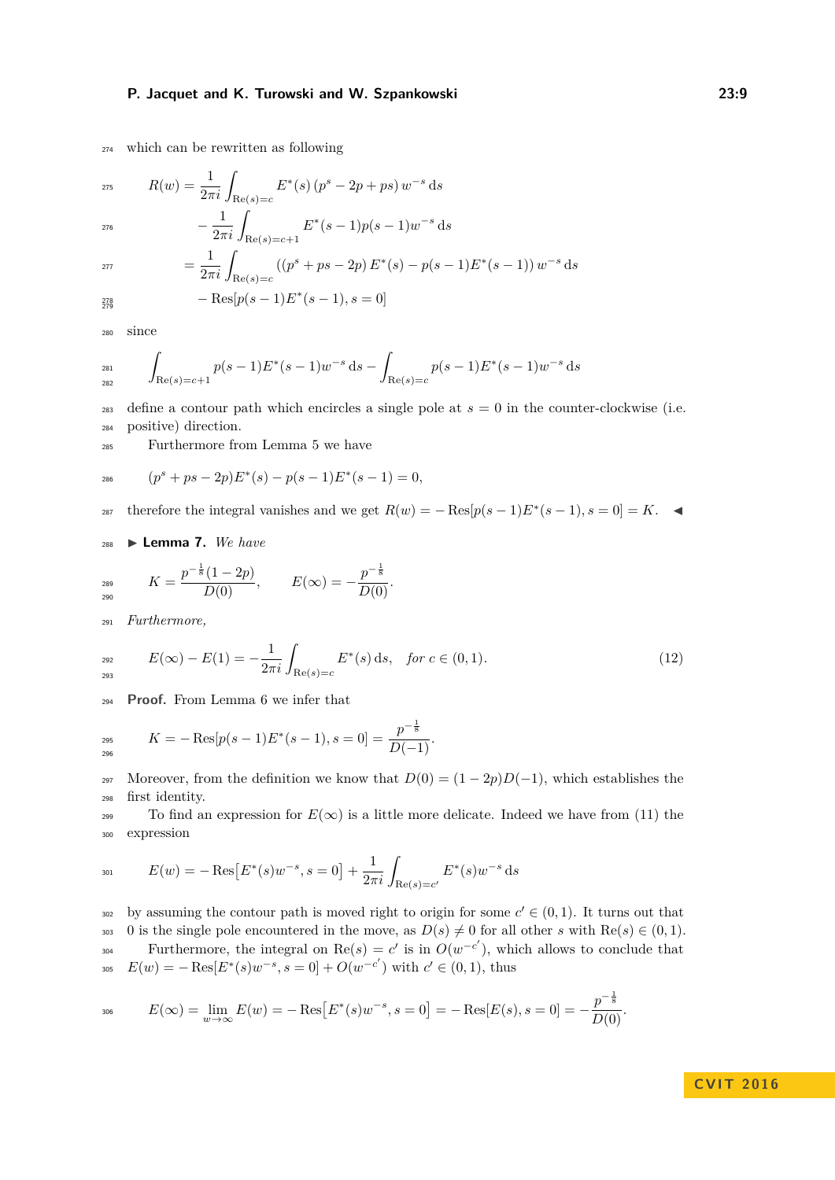which can be rewritten as following

$$
\begin{aligned}
R(w) &= \frac{1}{2\pi i}\int_{\mathrm{Re}(s)=c} E^*(s)\left(p^s - 2p + ps\right) w^{-s}\,\mathrm{d}s \\
&\quad - \frac{1}{2\pi i}\int_{\mathrm{Re}(s)=c+1} E^*(s-1)p(s-1)w^{-s}\,\mathrm{d}s \\
&= \frac{1}{2\pi i}\int_{\mathrm{Re}(s)=c} \left(\left(p^s + ps - 2p\right)E^*(s) - p(s-1)E^*(s-1)\right) w^{-s}\,\mathrm{d}s \\
&\quad - \mathrm{Res}[p(s-1)E^*(s-1), s=0]
\end{aligned}
$$

since

$$
\int_{\mathrm{Re}(s)=c+1} p(s-1)E^*(s-1)w^{-s}\,\mathrm{d}s - \int_{\mathrm{Re}(s)=c} p(s-1)E^*(s-1)w^{-s}\,\mathrm{d}s
$$

define a contour path which encircles a single pole at $s = 0$ in the counter-clockwise (i.e. positive) direction.

Furthermore from Lemma 5 we have

$$
(p^s + ps - 2p)E^*(s) - p(s-1)E^*(s-1) = 0,
$$

therefore the integral vanishes and we get $R(w) = -\mathrm{Res}[p(s-1)E^*(s-1), s=0] = K$. ◀

▶ **Lemma 7.** *We have*

$$
K = \frac{p^{-\frac{1}{8}}(1-2p)}{D(0)}, \qquad E(\infty) = -\frac{p^{-\frac{1}{8}}}{D(0)}.
$$

*Furthermore,*

$$
E(\infty) - E(1) = -\frac{1}{2\pi i}\int_{\mathrm{Re}(s)=c} E^*(s)\,\mathrm{d}s, \quad \text{for } c \in (0,1). \tag{12}
$$

**Proof.** From Lemma 6 we infer that

$$
K = -\mathrm{Res}[p(s-1)E^*(s-1), s=0] = \frac{p^{-\frac{1}{8}}}{D(-1)}.
$$

Moreover, from the definition we know that $D(0) = (1-2p)D(-1)$, which establishes the first identity.

To find an expression for $E(\infty)$ is a little more delicate. Indeed we have from (11) the expression

$$
E(w) = -\mathrm{Res}\big[E^*(s)w^{-s}, s=0\big] + \frac{1}{2\pi i}\int_{\mathrm{Re}(s)=c'} E^*(s)w^{-s}\,\mathrm{d}s
$$

by assuming the contour path is moved right to origin for some $c' \in (0,1)$. It turns out that 0 is the single pole encountered in the move, as $D(s) \neq 0$ for all other $s$ with $\mathrm{Re}(s) \in (0,1)$.

Furthermore, the integral on $\mathrm{Re}(s) = c'$ is in $O(w^{-c'})$, which allows to conclude that $E(w) = -\mathrm{Res}[E^*(s)w^{-s}, s=0] + O(w^{-c'})$ with $c' \in (0,1)$, thus

$$
E(\infty) = \lim_{w\to\infty} E(w) = -\mathrm{Res}\big[E^*(s)w^{-s}, s=0\big] = -\mathrm{Res}[E(s), s=0] = -\frac{p^{-\frac{1}{8}}}{D(0)}.
$$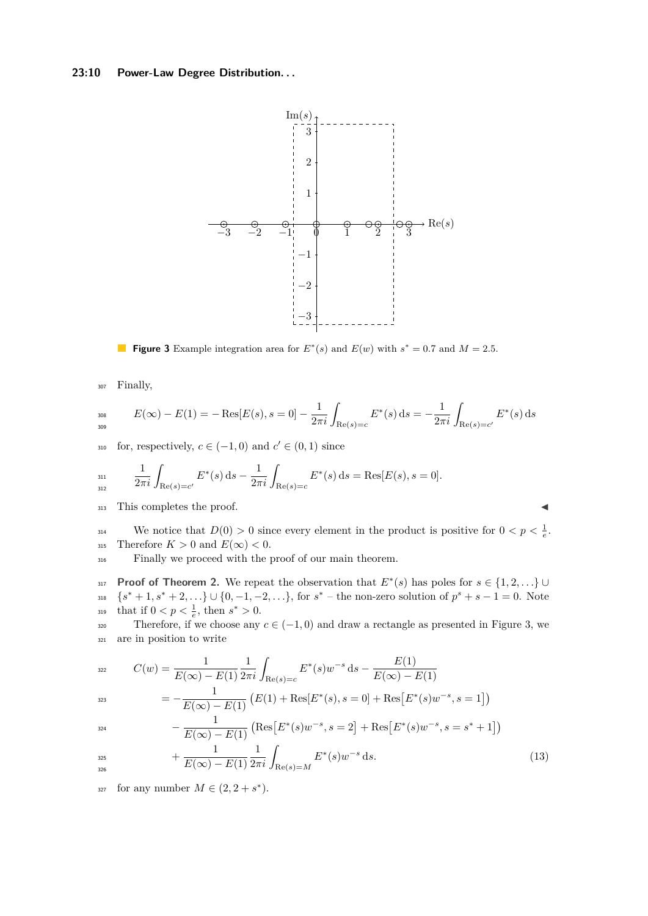**Figure 3** Example integration area for $E^*(s)$ and $E(w)$ with $s^* = 0.7$ and $M = 2.5$.

Finally,

$$E(\infty) - E(1) = -\operatorname{Res}[E(s), s = 0] - \frac{1}{2\pi i}\int_{\operatorname{Re}(s)=c} E^*(s)\,\mathrm{d}s = -\frac{1}{2\pi i}\int_{\operatorname{Re}(s)=c'} E^*(s)\,\mathrm{d}s$$

for, respectively, $c \in (-1, 0)$ and $c' \in (0, 1)$ since

$$\frac{1}{2\pi i}\int_{\operatorname{Re}(s)=c'} E^*(s)\,\mathrm{d}s - \frac{1}{2\pi i}\int_{\operatorname{Re}(s)=c} E^*(s)\,\mathrm{d}s = \operatorname{Res}[E(s), s = 0].$$

This completes the proof. ◀

We notice that $D(0) > 0$ since every element in the product is positive for $0 < p < \frac{1}{e}$. Therefore $K > 0$ and $E(\infty) < 0$.

Finally we proceed with the proof of our main theorem.

**Proof of Theorem 2.** We repeat the observation that $E^*(s)$ has poles for $s \in \{1, 2, \ldots\} \cup \{s^* + 1, s^* + 2, \ldots\} \cup \{0, -1, -2, \ldots\}$, for $s^*$ – the non-zero solution of $p^s + s - 1 = 0$. Note that if $0 < p < \frac{1}{e}$, then $s^* > 0$.

Therefore, if we choose any $c \in (-1, 0)$ and draw a rectangle as presented in Figure 3, we are in position to write

$$\begin{aligned}
C(w) &= \frac{1}{E(\infty) - E(1)}\frac{1}{2\pi i}\int_{\operatorname{Re}(s)=c} E^*(s) w^{-s}\,\mathrm{d}s - \frac{E(1)}{E(\infty) - E(1)} \\
&= -\frac{1}{E(\infty) - E(1)}\left(E(1) + \operatorname{Res}[E^*(s), s = 0] + \operatorname{Res}\big[E^*(s)w^{-s}, s = 1\big]\right) \\
&\quad - \frac{1}{E(\infty) - E(1)}\left(\operatorname{Res}\big[E^*(s)w^{-s}, s = 2\big] + \operatorname{Res}\big[E^*(s)w^{-s}, s = s^* + 1\big]\right) \\
&\quad + \frac{1}{E(\infty) - E(1)}\frac{1}{2\pi i}\int_{\operatorname{Re}(s)=M} E^*(s) w^{-s}\,\mathrm{d}s. \qquad (13)
\end{aligned}$$

for any number $M \in (2, 2 + s^*)$.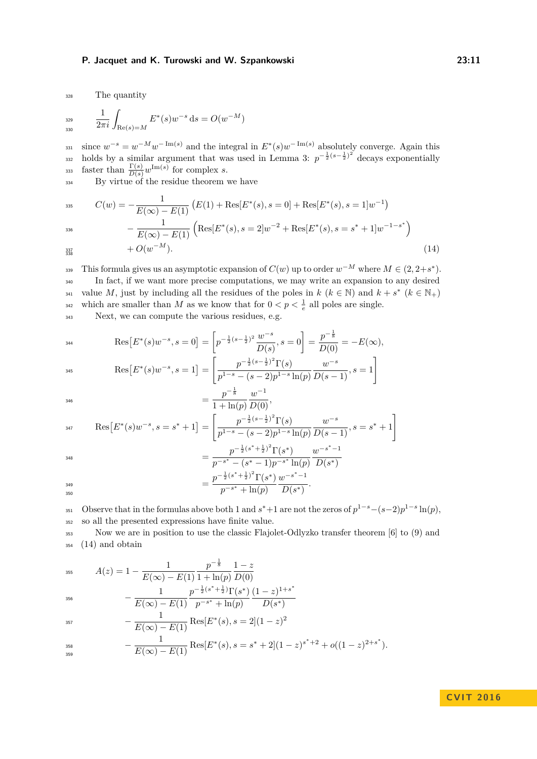The quantity

$$\frac{1}{2\pi i}\int_{\mathrm{Re}(s)=M} E^*(s)w^{-s}\,\mathrm{d}s = O(w^{-M})$$

since $w^{-s} = w^{-M}w^{-\mathrm{Im}(s)}$ and the integral in $E^*(s)w^{-\mathrm{Im}(s)}$ absolutely converge. Again this holds by a similar argument that was used in Lemma 3: $p^{-\frac{1}{2}(s-\frac{1}{2})^2}$ decays exponentially faster than $\frac{\Gamma(s)}{D(s)}w^{\mathrm{Im}(s)}$ for complex $s$.

By virtue of the residue theorem we have

$$\begin{aligned}
C(w) = &-\frac{1}{E(\infty)-E(1)}\left(E(1) + \mathrm{Res}[E^*(s), s=0] + \mathrm{Res}[E^*(s), s=1]w^{-1}\right)\\
&-\frac{1}{E(\infty)-E(1)}\left(\mathrm{Res}[E^*(s), s=2]w^{-2} + \mathrm{Res}[E^*(s), s=s^*+1]w^{-1-s^*}\right)\\
&+O(w^{-M}). \qquad (14)
\end{aligned}$$

This formula gives us an asymptotic expansion of $C(w)$ up to order $w^{-M}$ where $M \in (2, 2+s^*)$.

In fact, if we want more precise computations, we may write an expansion to any desired value $M$, just by including all the residues of the poles in $k$ ($k \in \mathbb{N}$) and $k+s^*$ ($k \in \mathbb{N}_+$) which are smaller than $M$ as we know that for $0 < p < \frac{1}{e}$ all poles are single.

Next, we can compute the various residues, e.g.

$$\begin{aligned}
\mathrm{Res}\big[E^*(s)w^{-s}, s=0\big] &= \left[p^{-\frac{1}{2}(s-\frac{1}{2})^2}\frac{w^{-s}}{D(s)}, s=0\right] = \frac{p^{-\frac{1}{8}}}{D(0)} = -E(\infty),\\
\mathrm{Res}\big[E^*(s)w^{-s}, s=1\big] &= \left[\frac{p^{-\frac{1}{2}(s-\frac{1}{2})^2}\Gamma(s)}{p^{1-s}-(s-2)p^{1-s}\ln(p)}\frac{w^{-s}}{D(s-1)}, s=1\right]\\
&= \frac{p^{-\frac{1}{8}}}{1+\ln(p)}\frac{w^{-1}}{D(0)},\\
\mathrm{Res}\big[E^*(s)w^{-s}, s=s^*+1\big] &= \left[\frac{p^{-\frac{1}{2}(s-\frac{1}{2})^2}\Gamma(s)}{p^{1-s}-(s-2)p^{1-s}\ln(p)}\frac{w^{-s}}{D(s-1)}, s=s^*+1\right]\\
&= \frac{p^{-\frac{1}{2}(s^*+\frac{1}{2})^2}\Gamma(s^*)}{p^{-s^*}-(s^*-1)p^{-s^*}\ln(p)}\frac{w^{-s^*-1}}{D(s^*)}\\
&= \frac{p^{-\frac{1}{2}(s^*+\frac{1}{2})^2}\Gamma(s^*)}{p^{-s^*}+\ln(p)}\frac{w^{-s^*-1}}{D(s^*)}.
\end{aligned}$$

Observe that in the formulas above both 1 and $s^*+1$ are not the zeros of $p^{1-s}-(s-2)p^{1-s}\ln(p)$, so all the presented expressions have finite value.

Now we are in position to use the classic Flajolet-Odlyzko transfer theorem [6] to (9) and (14) and obtain

$$\begin{aligned}
A(z) = 1 &- \frac{1}{E(\infty)-E(1)}\frac{p^{-\frac{1}{8}}}{1+\ln(p)}\frac{1-z}{D(0)}\\
&-\frac{1}{E(\infty)-E(1)}\frac{p^{-\frac{1}{2}(s^*+\frac{1}{2})}\Gamma(s^*)}{p^{-s^*}+\ln(p)}\frac{(1-z)^{1+s^*}}{D(s^*)}\\
&-\frac{1}{E(\infty)-E(1)}\mathrm{Res}[E^*(s), s=2](1-z)^2\\
&-\frac{1}{E(\infty)-E(1)}\mathrm{Res}[E^*(s), s=s^*+2](1-z)^{s^*+2} + o((1-z)^{2+s^*}).
\end{aligned}$$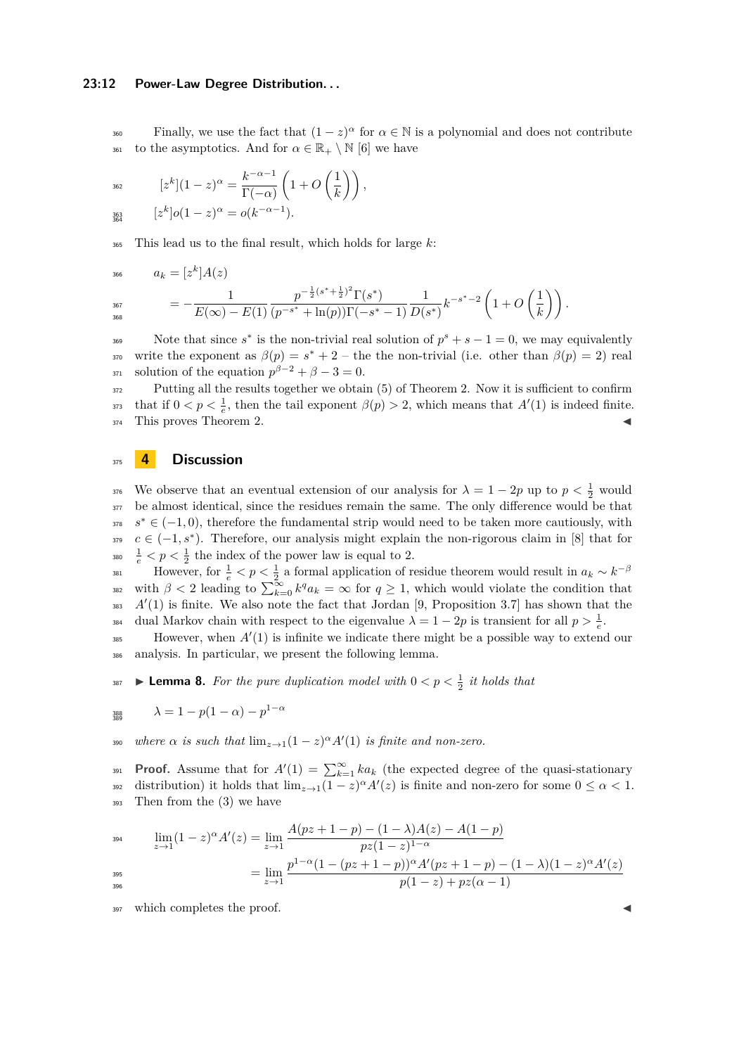Finally, we use the fact that $(1-z)^\alpha$ for $\alpha \in \mathbb{N}$ is a polynomial and does not contribute to the asymptotics. And for $\alpha \in \mathbb{R}_+ \setminus \mathbb{N}$ [6] we have

$$[z^k](1-z)^\alpha = \frac{k^{-\alpha-1}}{\Gamma(-\alpha)}\left(1 + O\left(\frac{1}{k}\right)\right),$$
$$[z^k]o(1-z)^\alpha = o(k^{-\alpha-1}).$$

This lead us to the final result, which holds for large $k$:

$$a_k = [z^k]A(z)$$
$$= -\frac{1}{E(\infty)-E(1)}\frac{p^{-\frac{1}{2}(s^*+\frac{1}{2})^2}\Gamma(s^*)}{(p^{-s^*}+\ln(p))\Gamma(-s^*-1)}\frac{1}{D(s^*)}k^{-s^*-2}\left(1+O\left(\frac{1}{k}\right)\right).$$

Note that since $s^*$ is the non-trivial real solution of $p^s + s - 1 = 0$, we may equivalently write the exponent as $\beta(p) = s^* + 2$ – the the non-trivial (i.e. other than $\beta(p) = 2$) real solution of the equation $p^{\beta-2} + \beta - 3 = 0$.

Putting all the results together we obtain (5) of Theorem 2. Now it is sufficient to confirm that if $0 < p < \frac{1}{e}$, then the tail exponent $\beta(p) > 2$, which means that $A'(1)$ is indeed finite. This proves Theorem 2. ◀

## 4 Discussion

We observe that an eventual extension of our analysis for $\lambda = 1 - 2p$ up to $p < \frac{1}{2}$ would be almost identical, since the residues remain the same. The only difference would be that $s^* \in (-1, 0)$, therefore the fundamental strip would need to be taken more cautiously, with $c \in (-1, s^*)$. Therefore, our analysis might explain the non-rigorous claim in [8] that for $\frac{1}{e} < p < \frac{1}{2}$ the index of the power law is equal to 2.

However, for $\frac{1}{e} < p < \frac{1}{2}$ a formal application of residue theorem would result in $a_k \sim k^{-\beta}$ with $\beta < 2$ leading to $\sum_{k=0}^{\infty} k^q a_k = \infty$ for $q \geq 1$, which would violate the condition that $A'(1)$ is finite. We also note the fact that Jordan [9, Proposition 3.7] has shown that the dual Markov chain with respect to the eigenvalue $\lambda = 1 - 2p$ is transient for all $p > \frac{1}{e}$.

However, when $A'(1)$ is infinite we indicate there might be a possible way to extend our analysis. In particular, we present the following lemma.

▶ **Lemma 8.** *For the pure duplication model with $0 < p < \frac{1}{2}$ it holds that*

$$\lambda = 1 - p(1-\alpha) - p^{1-\alpha}$$

*where $\alpha$ is such that $\lim_{z\to 1}(1-z)^\alpha A'(1)$ is finite and non-zero.*

**Proof.** Assume that for $A'(1) = \sum_{k=1}^{\infty} k a_k$ (the expected degree of the quasi-stationary distribution) it holds that $\lim_{z\to1}(1-z)^\alpha A'(z)$ is finite and non-zero for some $0 \leq \alpha < 1$. Then from the (3) we have

$$\lim_{z\to1}(1-z)^\alpha A'(z) = \lim_{z\to1}\frac{A(pz+1-p) - (1-\lambda)A(z) - A(1-p)}{pz(1-z)^{1-\alpha}}$$
$$= \lim_{z\to1}\frac{p^{1-\alpha}(1-(pz+1-p))^\alpha A'(pz+1-p) - (1-\lambda)(1-z)^\alpha A'(z)}{p(1-z)+pz(\alpha-1)}$$

which completes the proof. ◀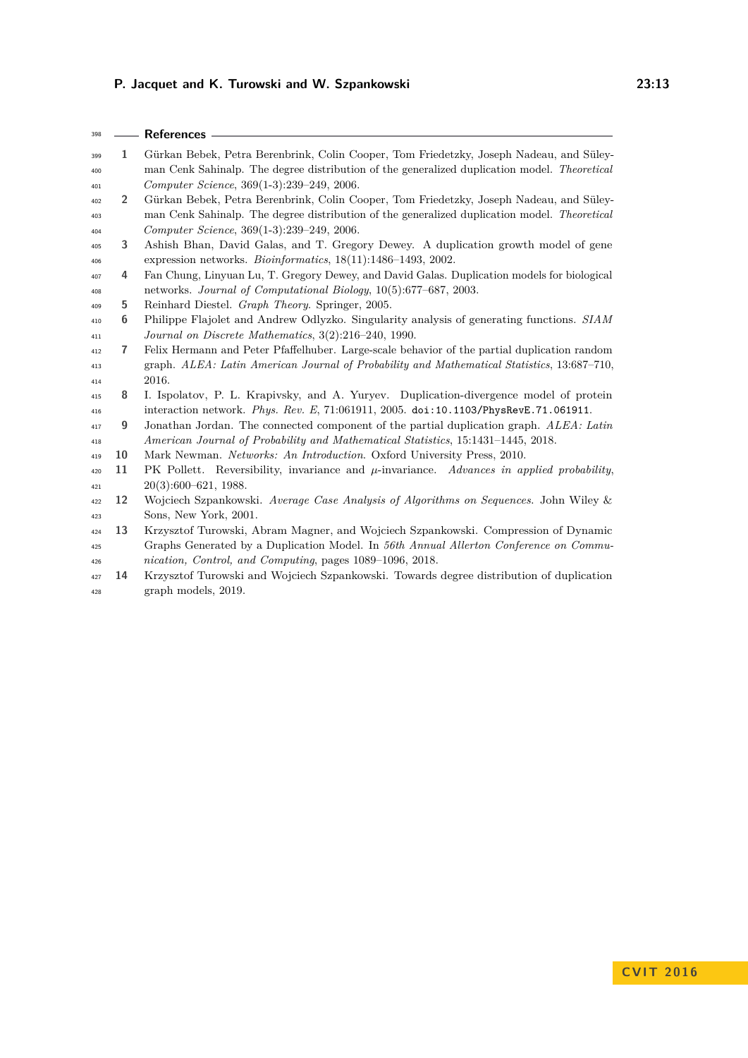## References

1. Gürkan Bebek, Petra Berenbrink, Colin Cooper, Tom Friedetzky, Joseph Nadeau, and Süleyman Cenk Sahinalp. The degree distribution of the generalized duplication model. *Theoretical Computer Science*, 369(1-3):239–249, 2006.
2. Gürkan Bebek, Petra Berenbrink, Colin Cooper, Tom Friedetzky, Joseph Nadeau, and Süleyman Cenk Sahinalp. The degree distribution of the generalized duplication model. *Theoretical Computer Science*, 369(1-3):239–249, 2006.
3. Ashish Bhan, David Galas, and T. Gregory Dewey. A duplication growth model of gene expression networks. *Bioinformatics*, 18(11):1486–1493, 2002.
4. Fan Chung, Linyuan Lu, T. Gregory Dewey, and David Galas. Duplication models for biological networks. *Journal of Computational Biology*, 10(5):677–687, 2003.
5. Reinhard Diestel. *Graph Theory*. Springer, 2005.
6. Philippe Flajolet and Andrew Odlyzko. Singularity analysis of generating functions. *SIAM Journal on Discrete Mathematics*, 3(2):216–240, 1990.
7. Felix Hermann and Peter Pfaffelhuber. Large-scale behavior of the partial duplication random graph. *ALEA: Latin American Journal of Probability and Mathematical Statistics*, 13:687–710, 2016.
8. I. Ispolatov, P. L. Krapivsky, and A. Yuryev. Duplication-divergence model of protein interaction network. *Phys. Rev. E*, 71:061911, 2005. `doi:10.1103/PhysRevE.71.061911`.
9. Jonathan Jordan. The connected component of the partial duplication graph. *ALEA: Latin American Journal of Probability and Mathematical Statistics*, 15:1431–1445, 2018.
10. Mark Newman. *Networks: An Introduction*. Oxford University Press, 2010.
11. PK Pollett. Reversibility, invariance and $\mu$-invariance. *Advances in applied probability*, 20(3):600–621, 1988.
12. Wojciech Szpankowski. *Average Case Analysis of Algorithms on Sequences*. John Wiley & Sons, New York, 2001.
13. Krzysztof Turowski, Abram Magner, and Wojciech Szpankowski. Compression of Dynamic Graphs Generated by a Duplication Model. In *56th Annual Allerton Conference on Communication, Control, and Computing*, pages 1089–1096, 2018.
14. Krzysztof Turowski and Wojciech Szpankowski. Towards degree distribution of duplication graph models, 2019.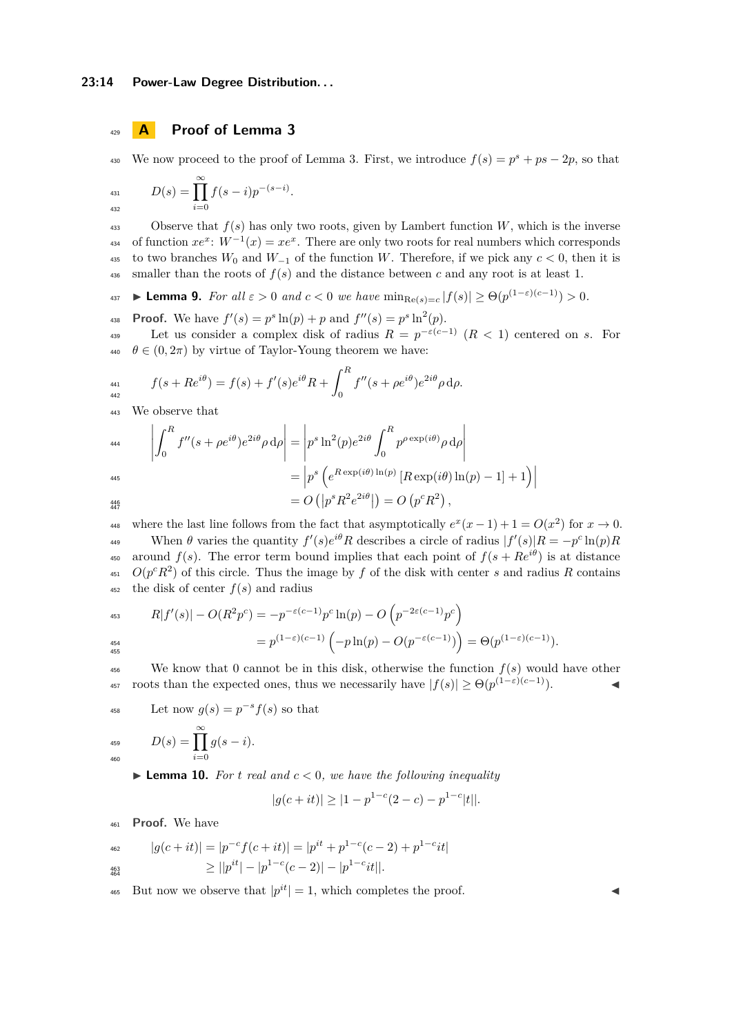## A Proof of Lemma 3

We now proceed to the proof of Lemma 3. First, we introduce $f(s) = p^s + ps - 2p$, so that

$$D(s) = \prod_{i=0}^{\infty} f(s-i)p^{-(s-i)}.$$

Observe that $f(s)$ has only two roots, given by Lambert function $W$, which is the inverse of function $xe^x$: $W^{-1}(x) = xe^x$. There are only two roots for real numbers which corresponds to two branches $W_0$ and $W_{-1}$ of the function $W$. Therefore, if we pick any $c < 0$, then it is smaller than the roots of $f(s)$ and the distance between $c$ and any root is at least 1.

▶ **Lemma 9.** *For all $\varepsilon > 0$ and $c < 0$ we have $\min_{\mathrm{Re}(s)=c} |f(s)| \geq \Theta(p^{(1-\varepsilon)(c-1)}) > 0$.*

**Proof.** We have $f'(s) = p^s \ln(p) + p$ and $f''(s) = p^s \ln^2(p)$.

Let us consider a complex disk of radius $R = p^{-\varepsilon(c-1)}$ ($R < 1$) centered on $s$. For $\theta \in (0, 2\pi)$ by virtue of Taylor-Young theorem we have:

$$f(s + Re^{i\theta}) = f(s) + f'(s)e^{i\theta}R + \int_0^R f''(s + \rho e^{i\theta})e^{2i\theta}\rho \,\mathrm{d}\rho.$$

We observe that

$$\begin{aligned}
\left|\int_0^R f''(s + \rho e^{i\theta})e^{2i\theta}\rho \,\mathrm{d}\rho\right| &= \left|p^s \ln^2(p)e^{2i\theta} \int_0^R p^{\rho \exp(i\theta)}\rho \,\mathrm{d}\rho\right| \\
&= \left|p^s \left(e^{R\exp(i\theta)\ln(p)} \left[R\exp(i\theta)\ln(p) - 1\right] + 1\right)\right| \\
&= O\left(\left|p^s R^2 e^{2i\theta}\right|\right) = O\left(p^c R^2\right),
\end{aligned}$$

where the last line follows from the fact that asymptotically $e^x(x-1)+1 = O(x^2)$ for $x \to 0$.

When $\theta$ varies the quantity $f'(s)e^{i\theta}R$ describes a circle of radius $|f'(s)|R = -p^c \ln(p)R$ around $f(s)$. The error term bound implies that each point of $f(s + Re^{i\theta})$ is at distance $O(p^c R^2)$ of this circle. Thus the image by $f$ of the disk with center $s$ and radius $R$ contains the disk of center $f(s)$ and radius

$$\begin{aligned}
R|f'(s)| - O(R^2 p^c) &= -p^{-\varepsilon(c-1)}p^c \ln(p) - O\left(p^{-2\varepsilon(c-1)}p^c\right) \\
&= p^{(1-\varepsilon)(c-1)}\left(-p\ln(p) - O(p^{-\varepsilon(c-1)})\right) = \Theta(p^{(1-\varepsilon)(c-1)}).
\end{aligned}$$

We know that 0 cannot be in this disk, otherwise the function $f(s)$ would have other roots than the expected ones, thus we necessarily have $|f(s)| \geq \Theta(p^{(1-\varepsilon)(c-1)})$. ◀

Let now $g(s) = p^{-s}f(s)$ so that

$$D(s) = \prod_{i=0}^{\infty} g(s-i).$$

▶ **Lemma 10.** *For $t$ real and $c < 0$, we have the following inequality*

$$|g(c+it)| \geq |1 - p^{1-c}(2-c) - p^{1-c}|t||.$$

**Proof.** We have

$$\begin{aligned}
|g(c+it)| = |p^{-c}f(c+it)| &= |p^{it} + p^{1-c}(c-2) + p^{1-c}it| \\
&\geq ||p^{it}| - |p^{1-c}(c-2)| - |p^{1-c}it||.
\end{aligned}$$

But now we observe that $|p^{it}| = 1$, which completes the proof. ◀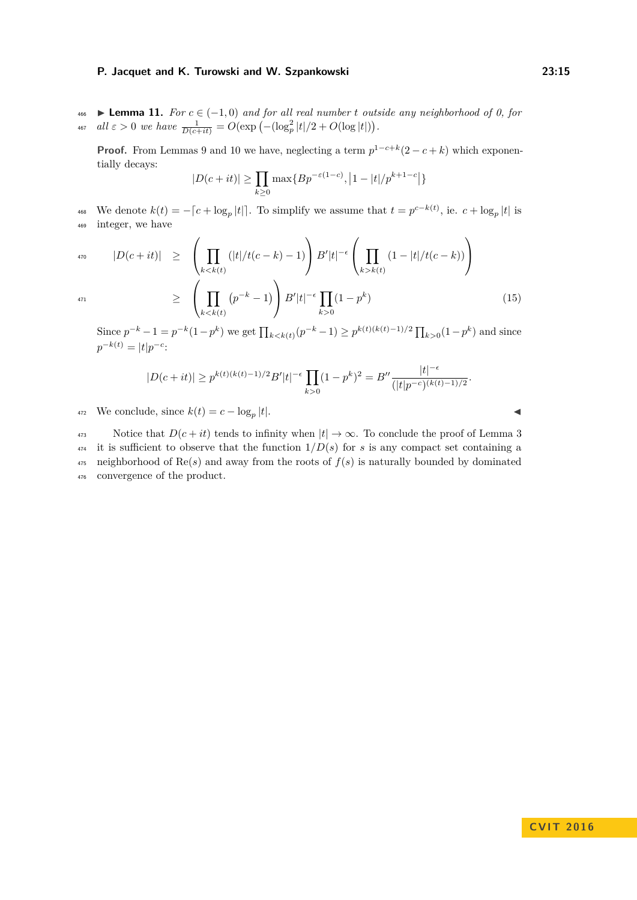▶ **Lemma 11.** *For $c \in (-1,0)$ and for all real number $t$ outside any neighborhood of 0, for all $\varepsilon > 0$ we have* $\frac{1}{D(c+it)} = O(\exp\left(-(\log_p^2|t|/2 + O(\log|t|)\right)$.

**Proof.** From Lemmas 9 and 10 we have, neglecting a term $p^{1-c+k}(2-c+k)$ which exponentially decays:

$$|D(c+it)| \geq \prod_{k\geq 0} \max\{Bp^{-\varepsilon(1-c)}, \left|1-|t|/p^{k+1-c}\right|\}$$

We denote $k(t) = -\lceil c + \log_p|t|\rceil$. To simplify we assume that $t = p^{c-k(t)}$, ie. $c + \log_p|t|$ is integer, we have

$$
\begin{aligned}
|D(c+it)| &\geq \left(\prod_{k<k(t)} (|t|/t(c-k)-1)\right) B'|t|^{-\epsilon}\left(\prod_{k>k(t)}(1-|t|/t(c-k))\right) \\
&\geq \left(\prod_{k<k(t)}(p^{-k}-1)\right) B'|t|^{-\epsilon}\prod_{k>0}(1-p^k) \qquad (15)
\end{aligned}
$$

Since $p^{-k}-1 = p^{-k}(1-p^k)$ we get $\prod_{k<k(t)}(p^{-k}-1) \geq p^{k(t)(k(t)-1)/2}\prod_{k>0}(1-p^k)$ and since $p^{-k(t)} = |t|p^{-c}$:

$$|D(c+it)| \geq p^{k(t)(k(t)-1)/2}B'|t|^{-\epsilon}\prod_{k>0}(1-p^k)^2 = B''\frac{|t|^{-\epsilon}}{(|t|p^{-c})^{(k(t)-1)/2}}.$$

We conclude, since $k(t) = c - \log_p|t|$. ◀

Notice that $D(c+it)$ tends to infinity when $|t| \to \infty$. To conclude the proof of Lemma 3 it is sufficient to observe that the function $1/D(s)$ for $s$ is any compact set containing a neighborhood of $\mathrm{Re}(s)$ and away from the roots of $f(s)$ is naturally bounded by dominated convergence of the product.